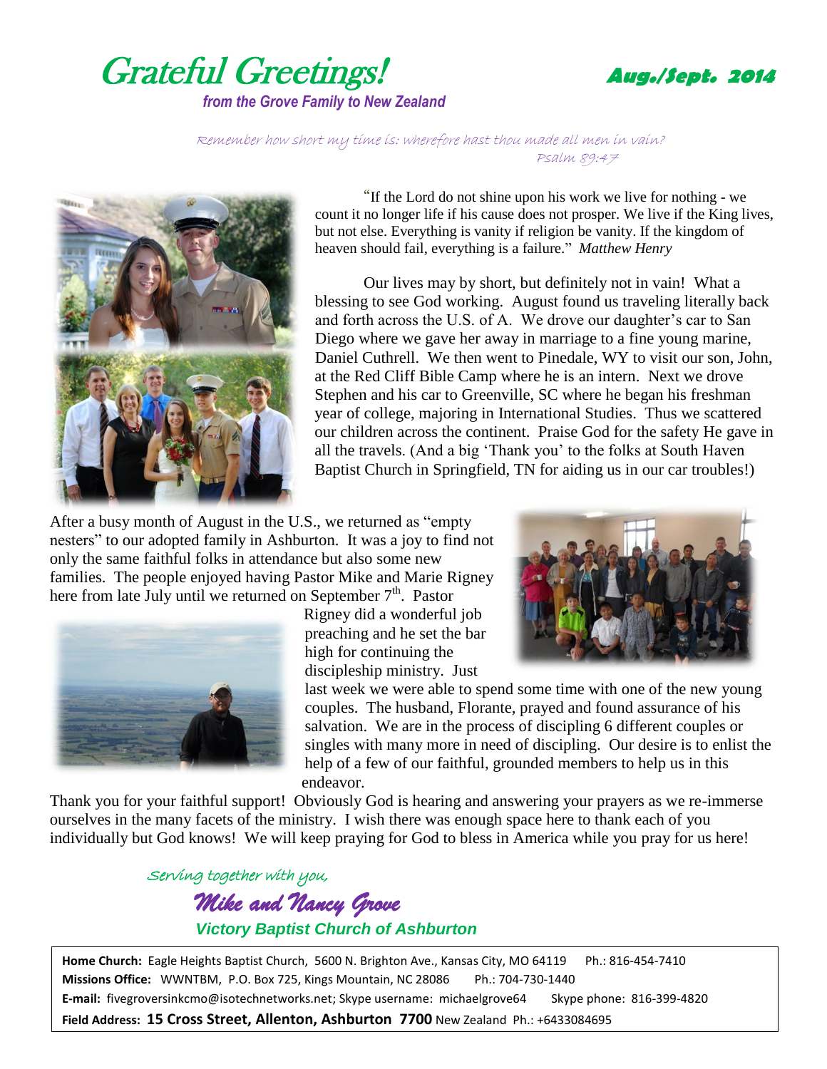# Grateful Greetings!

***from the Grove Family to New Zealand***

***Aug./Sept. 2014***

*Remember how short my time is: wherefore hast thou made all men in vain?*
*Psalm 89:47*

"If the Lord do not shine upon his work we live for nothing - we count it no longer life if his cause does not prosper. We live if the King lives, but not else. Everything is vanity if religion be vanity. If the kingdom of heaven should fail, everything is a failure." *Matthew Henry*

Our lives may by short, but definitely not in vain! What a blessing to see God working. August found us traveling literally back and forth across the U.S. of A. We drove our daughter's car to San Diego where we gave her away in marriage to a fine young marine, Daniel Cuthrell. We then went to Pinedale, WY to visit our son, John, at the Red Cliff Bible Camp where he is an intern. Next we drove Stephen and his car to Greenville, SC where he began his freshman year of college, majoring in International Studies. Thus we scattered our children across the continent. Praise God for the safety He gave in all the travels. (And a big 'Thank you' to the folks at South Haven Baptist Church in Springfield, TN for aiding us in our car troubles!)

After a busy month of August in the U.S., we returned as "empty nesters" to our adopted family in Ashburton. It was a joy to find not only the same faithful folks in attendance but also some new families. The people enjoyed having Pastor Mike and Marie Rigney here from late July until we returned on September 7th. Pastor Rigney did a wonderful job preaching and he set the bar high for continuing the discipleship ministry. Just last week we were able to spend some time with one of the new young couples. The husband, Florante, prayed and found assurance of his salvation. We are in the process of discipling 6 different couples or singles with many more in need of discipling. Our desire is to enlist the help of a few of our faithful, grounded members to help us in this endeavor.

Thank you for your faithful support! Obviously God is hearing and answering your prayers as we re-immerse ourselves in the many facets of the ministry. I wish there was enough space here to thank each of you individually but God knows! We will keep praying for God to bless in America while you pray for us here!

*Serving together with you,*

***Mike and Nancy Grove***

***Victory Baptist Church of Ashburton***

**Home Church:** Eagle Heights Baptist Church, 5600 N. Brighton Ave., Kansas City, MO 64119 Ph.: 816-454-7410
**Missions Office:** WWNTBM, P.O. Box 725, Kings Mountain, NC 28086 Ph.: 704-730-1440
**E-mail:** fivegroversinkcmo@isotechnetworks.net; Skype username: michaelgrove64 Skype phone: 816-399-4820
**Field Address: 15 Cross Street, Allenton, Ashburton 7700** New Zealand Ph.: +6433084695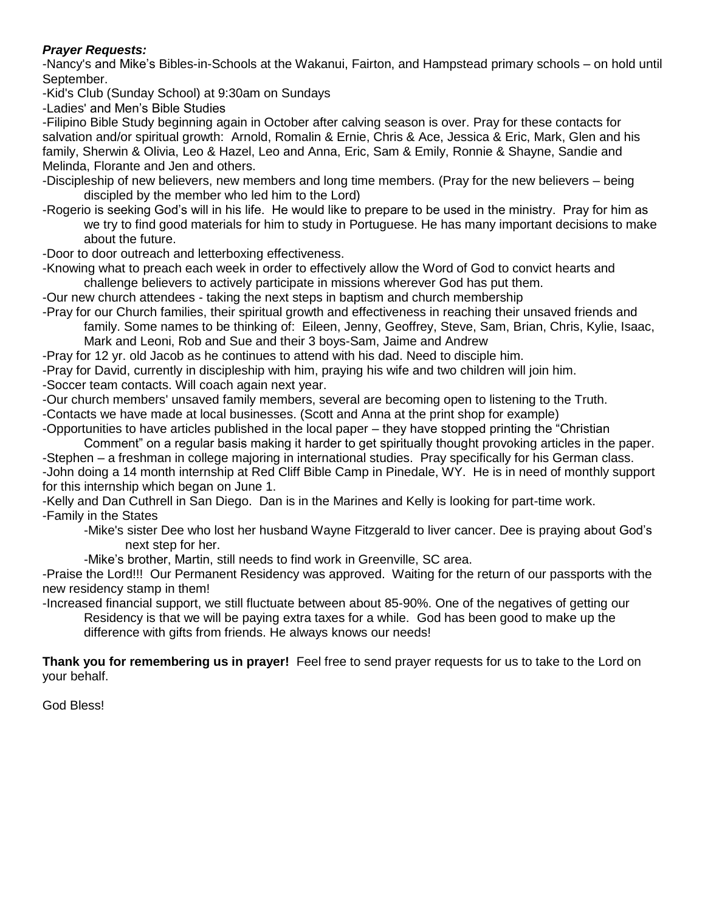***Prayer Requests:***

-Nancy's and Mike's Bibles-in-Schools at the Wakanui, Fairton, and Hampstead primary schools – on hold until September.

-Kid's Club (Sunday School) at 9:30am on Sundays

-Ladies' and Men's Bible Studies

-Filipino Bible Study beginning again in October after calving season is over. Pray for these contacts for salvation and/or spiritual growth: Arnold, Romalin & Ernie, Chris & Ace, Jessica & Eric, Mark, Glen and his family, Sherwin & Olivia, Leo & Hazel, Leo and Anna, Eric, Sam & Emily, Ronnie & Shayne, Sandie and Melinda, Florante and Jen and others.

-Discipleship of new believers, new members and long time members. (Pray for the new believers – being discipled by the member who led him to the Lord)

-Rogerio is seeking God's will in his life. He would like to prepare to be used in the ministry. Pray for him as we try to find good materials for him to study in Portuguese. He has many important decisions to make about the future.

-Door to door outreach and letterboxing effectiveness.

-Knowing what to preach each week in order to effectively allow the Word of God to convict hearts and challenge believers to actively participate in missions wherever God has put them.

-Our new church attendees - taking the next steps in baptism and church membership

-Pray for our Church families, their spiritual growth and effectiveness in reaching their unsaved friends and family. Some names to be thinking of: Eileen, Jenny, Geoffrey, Steve, Sam, Brian, Chris, Kylie, Isaac, Mark and Leoni, Rob and Sue and their 3 boys-Sam, Jaime and Andrew

-Pray for 12 yr. old Jacob as he continues to attend with his dad. Need to disciple him.

-Pray for David, currently in discipleship with him, praying his wife and two children will join him.

-Soccer team contacts. Will coach again next year.

-Our church members' unsaved family members, several are becoming open to listening to the Truth.

-Contacts we have made at local businesses. (Scott and Anna at the print shop for example)

-Opportunities to have articles published in the local paper – they have stopped printing the "Christian Comment" on a regular basis making it harder to get spiritually thought provoking articles in the paper.

-Stephen – a freshman in college majoring in international studies. Pray specifically for his German class.

-John doing a 14 month internship at Red Cliff Bible Camp in Pinedale, WY. He is in need of monthly support for this internship which began on June 1.

-Kelly and Dan Cuthrell in San Diego. Dan is in the Marines and Kelly is looking for part-time work.

-Family in the States

  -Mike's sister Dee who lost her husband Wayne Fitzgerald to liver cancer. Dee is praying about God's next step for her.

  -Mike's brother, Martin, still needs to find work in Greenville, SC area.

-Praise the Lord!!! Our Permanent Residency was approved. Waiting for the return of our passports with the new residency stamp in them!

-Increased financial support, we still fluctuate between about 85-90%. One of the negatives of getting our Residency is that we will be paying extra taxes for a while. God has been good to make up the difference with gifts from friends. He always knows our needs!

**Thank you for remembering us in prayer!** Feel free to send prayer requests for us to take to the Lord on your behalf.

God Bless!